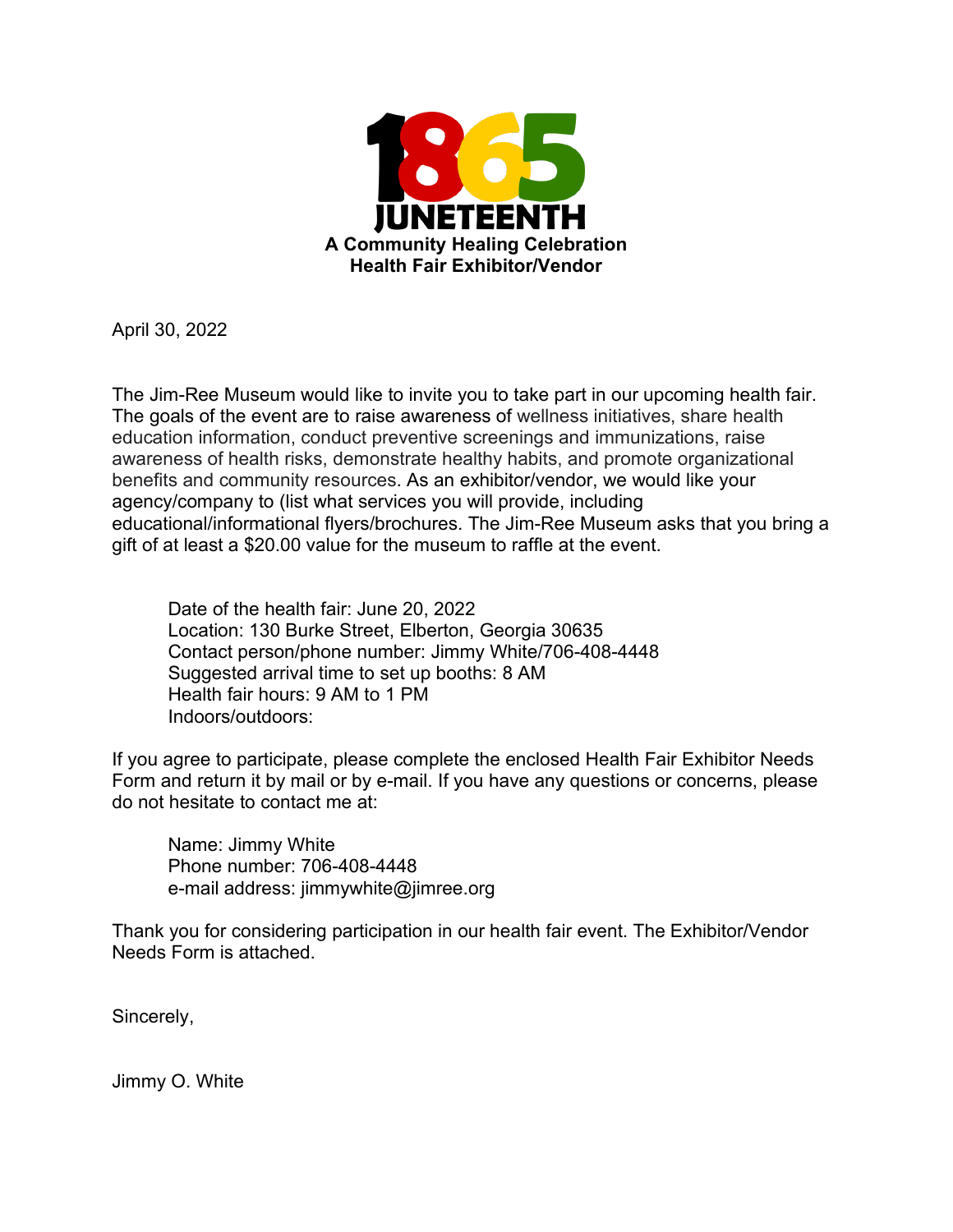# 1865 JUNETEENTH

**A Community Healing Celebration**
**Health Fair Exhibitor/Vendor**

April 30, 2022

The Jim-Ree Museum would like to invite you to take part in our upcoming health fair. The goals of the event are to raise awareness of wellness initiatives, share health education information, conduct preventive screenings and immunizations, raise awareness of health risks, demonstrate healthy habits, and promote organizational benefits and community resources. As an exhibitor/vendor, we would like your agency/company to (list what services you will provide, including educational/informational flyers/brochures. The Jim-Ree Museum asks that you bring a gift of at least a $20.00 value for the museum to raffle at the event.

> Date of the health fair: June 20, 2022
> Location: 130 Burke Street, Elberton, Georgia 30635
> Contact person/phone number: Jimmy White/706-408-4448
> Suggested arrival time to set up booths: 8 AM
> Health fair hours: 9 AM to 1 PM
> Indoors/outdoors:

If you agree to participate, please complete the enclosed Health Fair Exhibitor Needs Form and return it by mail or by e-mail. If you have any questions or concerns, please do not hesitate to contact me at:

> Name: Jimmy White
> Phone number: 706-408-4448
> e-mail address: jimmywhite@jimree.org

Thank you for considering participation in our health fair event. The Exhibitor/Vendor Needs Form is attached.

Sincerely,

Jimmy O. White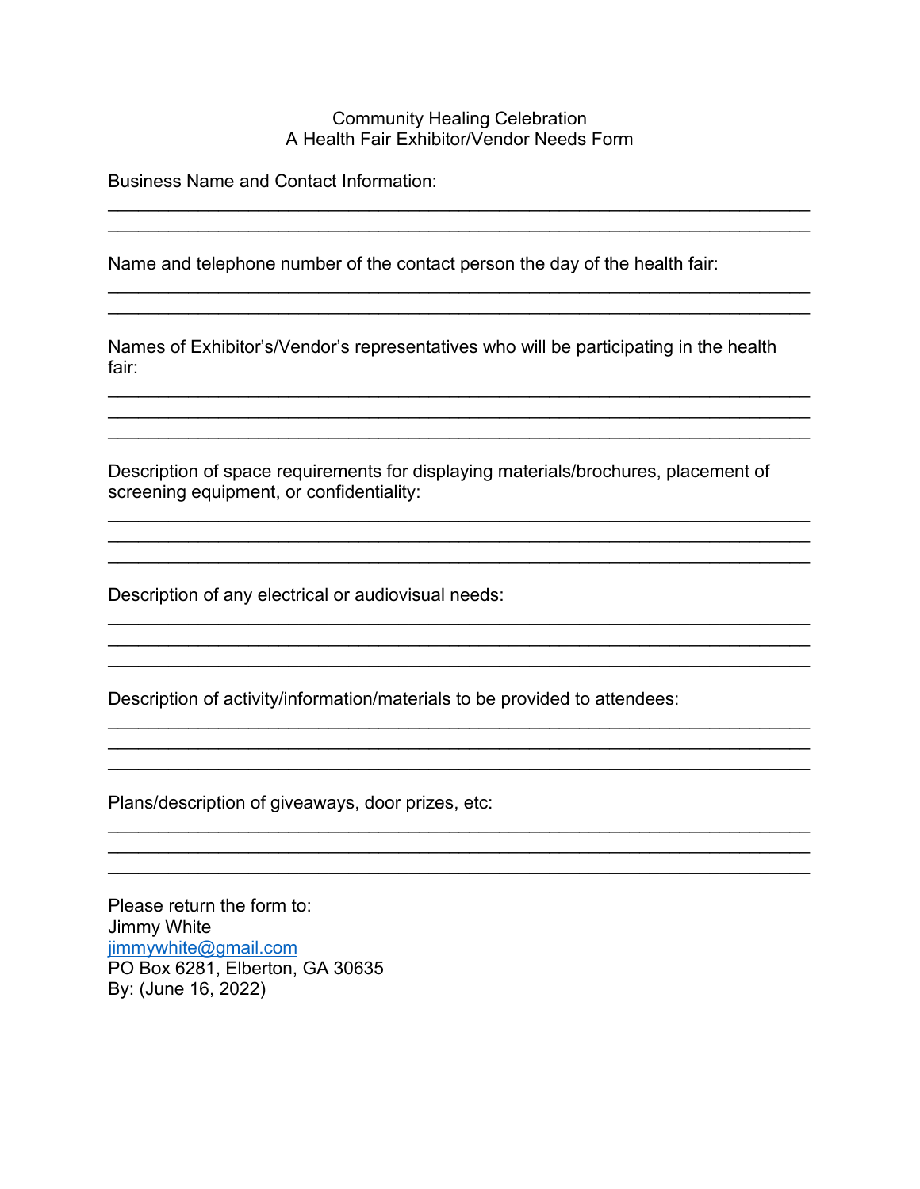Community Healing Celebration
A Health Fair Exhibitor/Vendor Needs Form

Business Name and Contact Information:

\_\_\_\_\_\_\_\_\_\_\_\_\_\_\_\_\_\_\_\_\_\_\_\_\_\_\_\_\_\_\_\_\_\_\_\_\_\_\_\_\_\_\_\_\_\_\_\_\_\_\_\_\_\_\_\_\_\_\_\_\_\_\_\_\_\_\_\_

\_\_\_\_\_\_\_\_\_\_\_\_\_\_\_\_\_\_\_\_\_\_\_\_\_\_\_\_\_\_\_\_\_\_\_\_\_\_\_\_\_\_\_\_\_\_\_\_\_\_\_\_\_\_\_\_\_\_\_\_\_\_\_\_\_\_\_\_

Name and telephone number of the contact person the day of the health fair:

\_\_\_\_\_\_\_\_\_\_\_\_\_\_\_\_\_\_\_\_\_\_\_\_\_\_\_\_\_\_\_\_\_\_\_\_\_\_\_\_\_\_\_\_\_\_\_\_\_\_\_\_\_\_\_\_\_\_\_\_\_\_\_\_\_\_\_\_

\_\_\_\_\_\_\_\_\_\_\_\_\_\_\_\_\_\_\_\_\_\_\_\_\_\_\_\_\_\_\_\_\_\_\_\_\_\_\_\_\_\_\_\_\_\_\_\_\_\_\_\_\_\_\_\_\_\_\_\_\_\_\_\_\_\_\_\_

Names of Exhibitor's/Vendor's representatives who will be participating in the health fair:

\_\_\_\_\_\_\_\_\_\_\_\_\_\_\_\_\_\_\_\_\_\_\_\_\_\_\_\_\_\_\_\_\_\_\_\_\_\_\_\_\_\_\_\_\_\_\_\_\_\_\_\_\_\_\_\_\_\_\_\_\_\_\_\_\_\_\_\_

\_\_\_\_\_\_\_\_\_\_\_\_\_\_\_\_\_\_\_\_\_\_\_\_\_\_\_\_\_\_\_\_\_\_\_\_\_\_\_\_\_\_\_\_\_\_\_\_\_\_\_\_\_\_\_\_\_\_\_\_\_\_\_\_\_\_\_\_

\_\_\_\_\_\_\_\_\_\_\_\_\_\_\_\_\_\_\_\_\_\_\_\_\_\_\_\_\_\_\_\_\_\_\_\_\_\_\_\_\_\_\_\_\_\_\_\_\_\_\_\_\_\_\_\_\_\_\_\_\_\_\_\_\_\_\_\_

Description of space requirements for displaying materials/brochures, placement of screening equipment, or confidentiality:

\_\_\_\_\_\_\_\_\_\_\_\_\_\_\_\_\_\_\_\_\_\_\_\_\_\_\_\_\_\_\_\_\_\_\_\_\_\_\_\_\_\_\_\_\_\_\_\_\_\_\_\_\_\_\_\_\_\_\_\_\_\_\_\_\_\_\_\_

\_\_\_\_\_\_\_\_\_\_\_\_\_\_\_\_\_\_\_\_\_\_\_\_\_\_\_\_\_\_\_\_\_\_\_\_\_\_\_\_\_\_\_\_\_\_\_\_\_\_\_\_\_\_\_\_\_\_\_\_\_\_\_\_\_\_\_\_

\_\_\_\_\_\_\_\_\_\_\_\_\_\_\_\_\_\_\_\_\_\_\_\_\_\_\_\_\_\_\_\_\_\_\_\_\_\_\_\_\_\_\_\_\_\_\_\_\_\_\_\_\_\_\_\_\_\_\_\_\_\_\_\_\_\_\_\_

Description of any electrical or audiovisual needs:

\_\_\_\_\_\_\_\_\_\_\_\_\_\_\_\_\_\_\_\_\_\_\_\_\_\_\_\_\_\_\_\_\_\_\_\_\_\_\_\_\_\_\_\_\_\_\_\_\_\_\_\_\_\_\_\_\_\_\_\_\_\_\_\_\_\_\_\_

\_\_\_\_\_\_\_\_\_\_\_\_\_\_\_\_\_\_\_\_\_\_\_\_\_\_\_\_\_\_\_\_\_\_\_\_\_\_\_\_\_\_\_\_\_\_\_\_\_\_\_\_\_\_\_\_\_\_\_\_\_\_\_\_\_\_\_\_

\_\_\_\_\_\_\_\_\_\_\_\_\_\_\_\_\_\_\_\_\_\_\_\_\_\_\_\_\_\_\_\_\_\_\_\_\_\_\_\_\_\_\_\_\_\_\_\_\_\_\_\_\_\_\_\_\_\_\_\_\_\_\_\_\_\_\_\_

Description of activity/information/materials to be provided to attendees:

\_\_\_\_\_\_\_\_\_\_\_\_\_\_\_\_\_\_\_\_\_\_\_\_\_\_\_\_\_\_\_\_\_\_\_\_\_\_\_\_\_\_\_\_\_\_\_\_\_\_\_\_\_\_\_\_\_\_\_\_\_\_\_\_\_\_\_\_

\_\_\_\_\_\_\_\_\_\_\_\_\_\_\_\_\_\_\_\_\_\_\_\_\_\_\_\_\_\_\_\_\_\_\_\_\_\_\_\_\_\_\_\_\_\_\_\_\_\_\_\_\_\_\_\_\_\_\_\_\_\_\_\_\_\_\_\_

\_\_\_\_\_\_\_\_\_\_\_\_\_\_\_\_\_\_\_\_\_\_\_\_\_\_\_\_\_\_\_\_\_\_\_\_\_\_\_\_\_\_\_\_\_\_\_\_\_\_\_\_\_\_\_\_\_\_\_\_\_\_\_\_\_\_\_\_

Plans/description of giveaways, door prizes, etc:

\_\_\_\_\_\_\_\_\_\_\_\_\_\_\_\_\_\_\_\_\_\_\_\_\_\_\_\_\_\_\_\_\_\_\_\_\_\_\_\_\_\_\_\_\_\_\_\_\_\_\_\_\_\_\_\_\_\_\_\_\_\_\_\_\_\_\_\_

\_\_\_\_\_\_\_\_\_\_\_\_\_\_\_\_\_\_\_\_\_\_\_\_\_\_\_\_\_\_\_\_\_\_\_\_\_\_\_\_\_\_\_\_\_\_\_\_\_\_\_\_\_\_\_\_\_\_\_\_\_\_\_\_\_\_\_\_

\_\_\_\_\_\_\_\_\_\_\_\_\_\_\_\_\_\_\_\_\_\_\_\_\_\_\_\_\_\_\_\_\_\_\_\_\_\_\_\_\_\_\_\_\_\_\_\_\_\_\_\_\_\_\_\_\_\_\_\_\_\_\_\_\_\_\_\_

Please return the form to:
Jimmy White
jimmywhite@gmail.com
PO Box 6281, Elberton, GA 30635
By: (June 16, 2022)